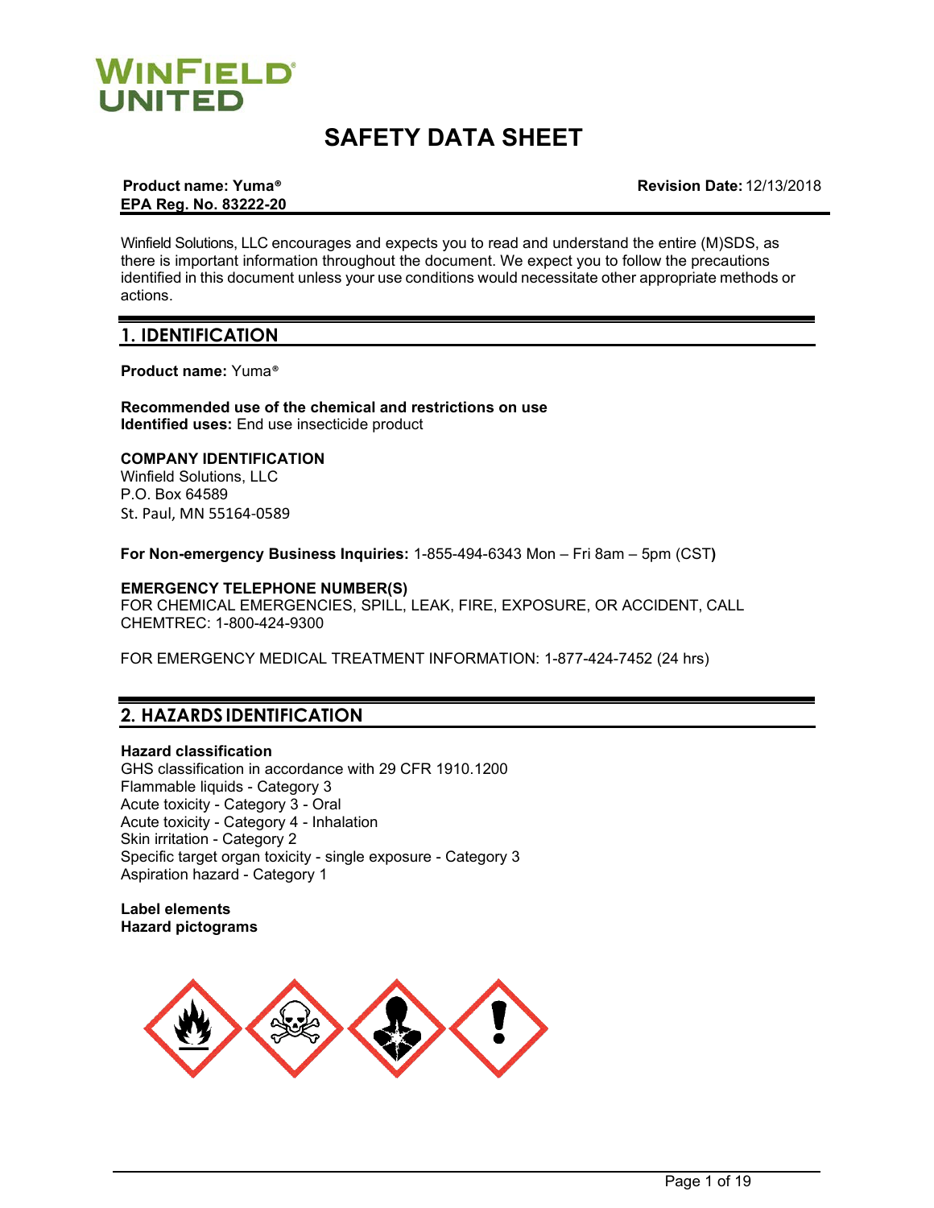WINFIELD UNITED

# SAFETY DATA SHEET

**Product name: Yuma®** **Revision Date:** 12/13/2018
**EPA Reg. No. 83222-20**

Winfield Solutions, LLC encourages and expects you to read and understand the entire (M)SDS, as there is important information throughout the document. We expect you to follow the precautions identified in this document unless your use conditions would necessitate other appropriate methods or actions.

## 1. IDENTIFICATION

**Product name:** Yuma®

**Recommended use of the chemical and restrictions on use**
**Identified uses:** End use insecticide product

**COMPANY IDENTIFICATION**
Winfield Solutions, LLC
P.O. Box 64589
St. Paul, MN 55164-0589

**For Non-emergency Business Inquiries:** 1-855-494-6343 Mon – Fri 8am – 5pm (CST**)**

**EMERGENCY TELEPHONE NUMBER(S)**
FOR CHEMICAL EMERGENCIES, SPILL, LEAK, FIRE, EXPOSURE, OR ACCIDENT, CALL CHEMTREC: 1-800-424-9300

FOR EMERGENCY MEDICAL TREATMENT INFORMATION: 1-877-424-7452 (24 hrs)

## 2. HAZARDS IDENTIFICATION

**Hazard classification**
GHS classification in accordance with 29 CFR 1910.1200
Flammable liquids - Category 3
Acute toxicity - Category 3 - Oral
Acute toxicity - Category 4 - Inhalation
Skin irritation - Category 2
Specific target organ toxicity - single exposure - Category 3
Aspiration hazard - Category 1

**Label elements**
**Hazard pictograms**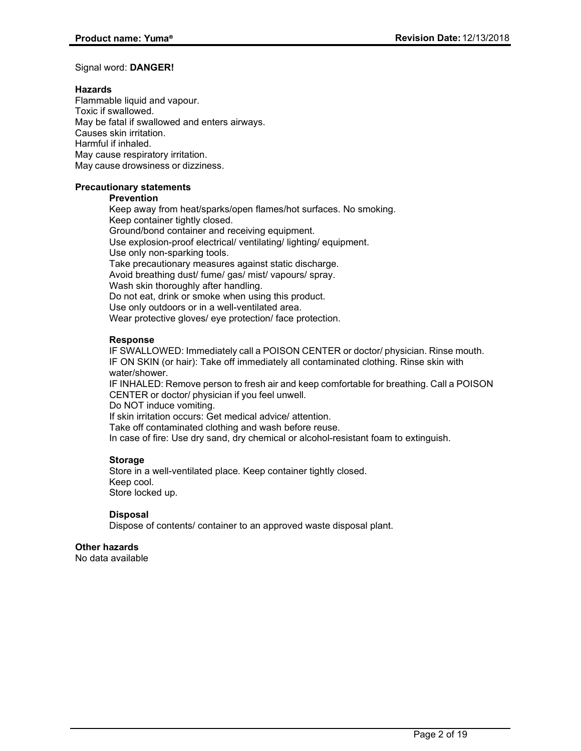Signal word: **DANGER!**

**Hazards**

Flammable liquid and vapour.
Toxic if swallowed.
May be fatal if swallowed and enters airways.
Causes skin irritation.
Harmful if inhaled.
May cause respiratory irritation.
May cause drowsiness or dizziness.

**Precautionary statements**

**Prevention**

Keep away from heat/sparks/open flames/hot surfaces. No smoking.
Keep container tightly closed.
Ground/bond container and receiving equipment.
Use explosion-proof electrical/ ventilating/ lighting/ equipment.
Use only non-sparking tools.
Take precautionary measures against static discharge.
Avoid breathing dust/ fume/ gas/ mist/ vapours/ spray.
Wash skin thoroughly after handling.
Do not eat, drink or smoke when using this product.
Use only outdoors or in a well-ventilated area.
Wear protective gloves/ eye protection/ face protection.

**Response**

IF SWALLOWED: Immediately call a POISON CENTER or doctor/ physician. Rinse mouth.
IF ON SKIN (or hair): Take off immediately all contaminated clothing. Rinse skin with water/shower.
IF INHALED: Remove person to fresh air and keep comfortable for breathing. Call a POISON CENTER or doctor/ physician if you feel unwell.
Do NOT induce vomiting.
If skin irritation occurs: Get medical advice/ attention.
Take off contaminated clothing and wash before reuse.
In case of fire: Use dry sand, dry chemical or alcohol-resistant foam to extinguish.

**Storage**

Store in a well-ventilated place. Keep container tightly closed.
Keep cool.
Store locked up.

**Disposal**

Dispose of contents/ container to an approved waste disposal plant.

**Other hazards**

No data available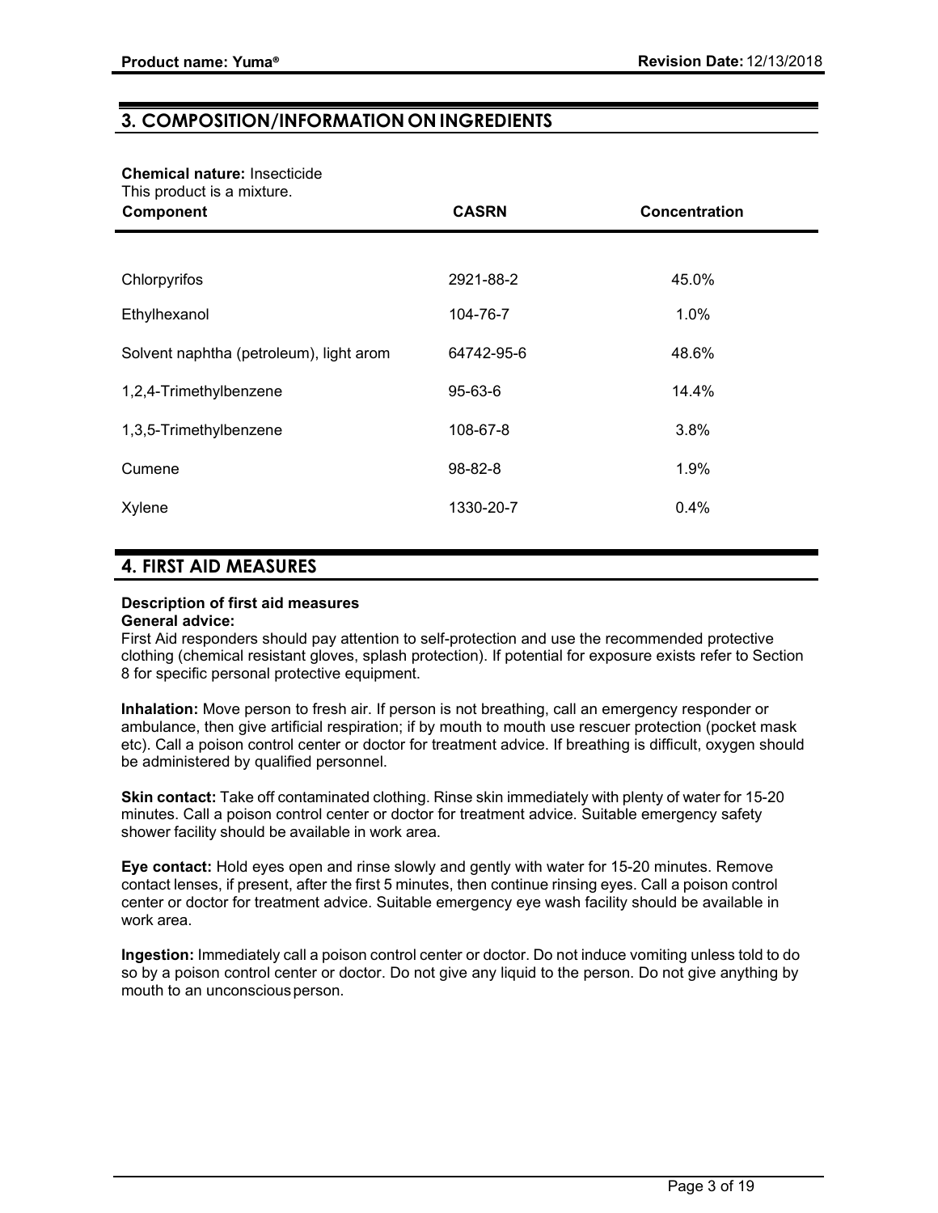## 3. COMPOSITION/INFORMATION ON INGREDIENTS

**Chemical nature:** Insecticide
This product is a mixture.

| Component | CASRN | Concentration |
|---|---|---|
| Chlorpyrifos | 2921-88-2 | 45.0% |
| Ethylhexanol | 104-76-7 | 1.0% |
| Solvent naphtha (petroleum), light arom | 64742-95-6 | 48.6% |
| 1,2,4-Trimethylbenzene | 95-63-6 | 14.4% |
| 1,3,5-Trimethylbenzene | 108-67-8 | 3.8% |
| Cumene | 98-82-8 | 1.9% |
| Xylene | 1330-20-7 | 0.4% |

## 4. FIRST AID MEASURES

**Description of first aid measures**
**General advice:**
First Aid responders should pay attention to self-protection and use the recommended protective clothing (chemical resistant gloves, splash protection). If potential for exposure exists refer to Section 8 for specific personal protective equipment.

**Inhalation:** Move person to fresh air. If person is not breathing, call an emergency responder or ambulance, then give artificial respiration; if by mouth to mouth use rescuer protection (pocket mask etc). Call a poison control center or doctor for treatment advice. If breathing is difficult, oxygen should be administered by qualified personnel.

**Skin contact:** Take off contaminated clothing. Rinse skin immediately with plenty of water for 15-20 minutes. Call a poison control center or doctor for treatment advice. Suitable emergency safety shower facility should be available in work area.

**Eye contact:** Hold eyes open and rinse slowly and gently with water for 15-20 minutes. Remove contact lenses, if present, after the first 5 minutes, then continue rinsing eyes. Call a poison control center or doctor for treatment advice. Suitable emergency eye wash facility should be available in work area.

**Ingestion:** Immediately call a poison control center or doctor. Do not induce vomiting unless told to do so by a poison control center or doctor. Do not give any liquid to the person. Do not give anything by mouth to an unconscious person.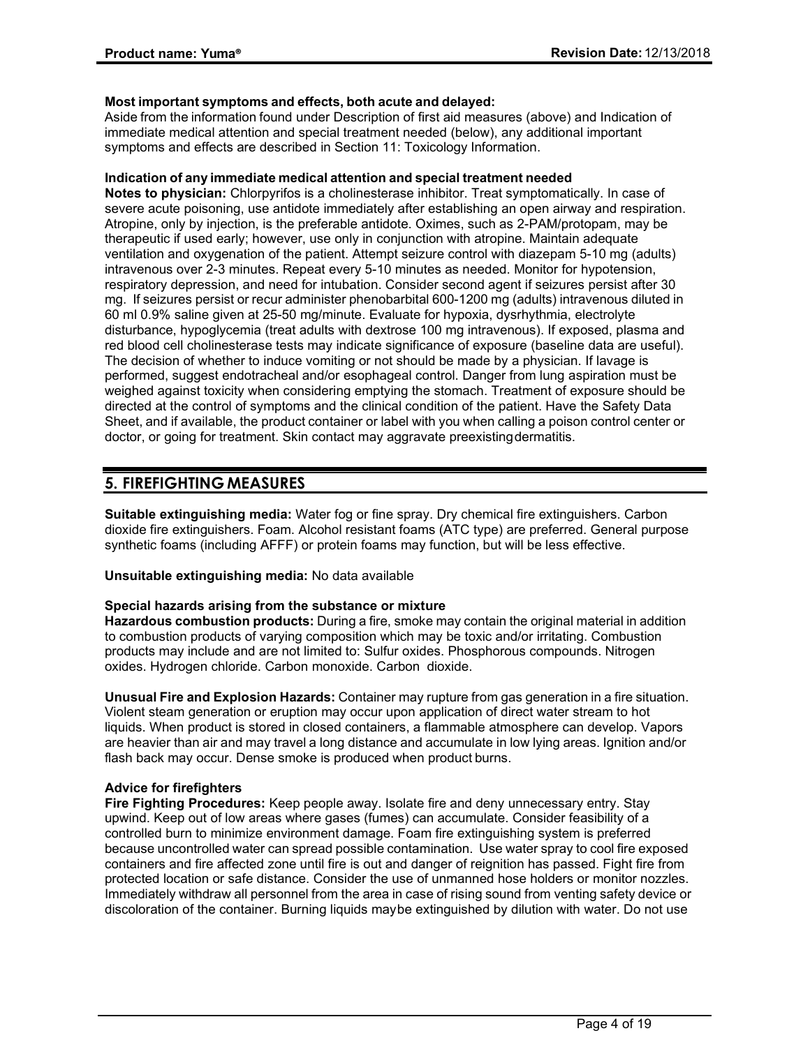**Most important symptoms and effects, both acute and delayed:**
Aside from the information found under Description of first aid measures (above) and Indication of immediate medical attention and special treatment needed (below), any additional important symptoms and effects are described in Section 11: Toxicology Information.

**Indication of any immediate medical attention and special treatment needed**
**Notes to physician:** Chlorpyrifos is a cholinesterase inhibitor. Treat symptomatically. In case of severe acute poisoning, use antidote immediately after establishing an open airway and respiration. Atropine, only by injection, is the preferable antidote. Oximes, such as 2-PAM/protopam, may be therapeutic if used early; however, use only in conjunction with atropine. Maintain adequate ventilation and oxygenation of the patient. Attempt seizure control with diazepam 5-10 mg (adults) intravenous over 2-3 minutes. Repeat every 5-10 minutes as needed. Monitor for hypotension, respiratory depression, and need for intubation. Consider second agent if seizures persist after 30 mg. If seizures persist or recur administer phenobarbital 600-1200 mg (adults) intravenous diluted in 60 ml 0.9% saline given at 25-50 mg/minute. Evaluate for hypoxia, dysrhythmia, electrolyte disturbance, hypoglycemia (treat adults with dextrose 100 mg intravenous). If exposed, plasma and red blood cell cholinesterase tests may indicate significance of exposure (baseline data are useful). The decision of whether to induce vomiting or not should be made by a physician. If lavage is performed, suggest endotracheal and/or esophageal control. Danger from lung aspiration must be weighed against toxicity when considering emptying the stomach. Treatment of exposure should be directed at the control of symptoms and the clinical condition of the patient. Have the Safety Data Sheet, and if available, the product container or label with you when calling a poison control center or doctor, or going for treatment. Skin contact may aggravate preexisting dermatitis.

## 5. FIREFIGHTING MEASURES

**Suitable extinguishing media:** Water fog or fine spray. Dry chemical fire extinguishers. Carbon dioxide fire extinguishers. Foam. Alcohol resistant foams (ATC type) are preferred. General purpose synthetic foams (including AFFF) or protein foams may function, but will be less effective.

**Unsuitable extinguishing media:** No data available

**Special hazards arising from the substance or mixture**
**Hazardous combustion products:** During a fire, smoke may contain the original material in addition to combustion products of varying composition which may be toxic and/or irritating. Combustion products may include and are not limited to: Sulfur oxides. Phosphorous compounds. Nitrogen oxides. Hydrogen chloride. Carbon monoxide. Carbon dioxide.

**Unusual Fire and Explosion Hazards:** Container may rupture from gas generation in a fire situation. Violent steam generation or eruption may occur upon application of direct water stream to hot liquids. When product is stored in closed containers, a flammable atmosphere can develop. Vapors are heavier than air and may travel a long distance and accumulate in low lying areas. Ignition and/or flash back may occur. Dense smoke is produced when product burns.

**Advice for firefighters**
**Fire Fighting Procedures:** Keep people away. Isolate fire and deny unnecessary entry. Stay upwind. Keep out of low areas where gases (fumes) can accumulate. Consider feasibility of a controlled burn to minimize environment damage. Foam fire extinguishing system is preferred because uncontrolled water can spread possible contamination. Use water spray to cool fire exposed containers and fire affected zone until fire is out and danger of reignition has passed. Fight fire from protected location or safe distance. Consider the use of unmanned hose holders or monitor nozzles. Immediately withdraw all personnel from the area in case of rising sound from venting safety device or discoloration of the container. Burning liquids may be extinguished by dilution with water. Do not use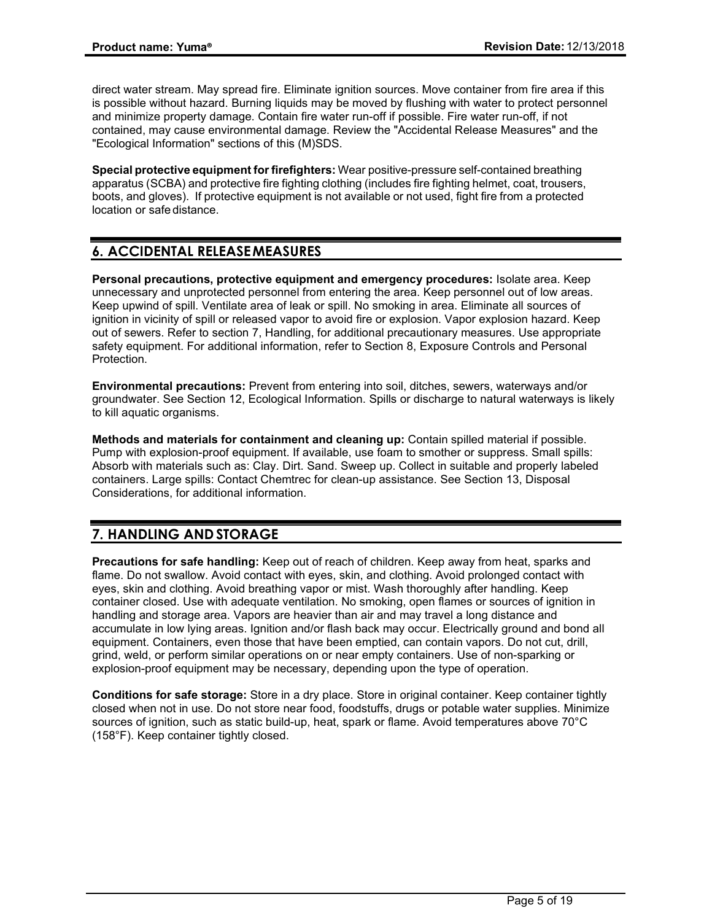direct water stream. May spread fire. Eliminate ignition sources. Move container from fire area if this is possible without hazard. Burning liquids may be moved by flushing with water to protect personnel and minimize property damage. Contain fire water run-off if possible. Fire water run-off, if not contained, may cause environmental damage. Review the "Accidental Release Measures" and the "Ecological Information" sections of this (M)SDS.

**Special protective equipment for firefighters:** Wear positive-pressure self-contained breathing apparatus (SCBA) and protective fire fighting clothing (includes fire fighting helmet, coat, trousers, boots, and gloves). If protective equipment is not available or not used, fight fire from a protected location or safe distance.

## 6. ACCIDENTAL RELEASE MEASURES

**Personal precautions, protective equipment and emergency procedures:** Isolate area. Keep unnecessary and unprotected personnel from entering the area. Keep personnel out of low areas. Keep upwind of spill. Ventilate area of leak or spill. No smoking in area. Eliminate all sources of ignition in vicinity of spill or released vapor to avoid fire or explosion. Vapor explosion hazard. Keep out of sewers. Refer to section 7, Handling, for additional precautionary measures. Use appropriate safety equipment. For additional information, refer to Section 8, Exposure Controls and Personal Protection.

**Environmental precautions:** Prevent from entering into soil, ditches, sewers, waterways and/or groundwater. See Section 12, Ecological Information. Spills or discharge to natural waterways is likely to kill aquatic organisms.

**Methods and materials for containment and cleaning up:** Contain spilled material if possible. Pump with explosion-proof equipment. If available, use foam to smother or suppress. Small spills: Absorb with materials such as: Clay. Dirt. Sand. Sweep up. Collect in suitable and properly labeled containers. Large spills: Contact Chemtrec for clean-up assistance. See Section 13, Disposal Considerations, for additional information.

## 7. HANDLING AND STORAGE

**Precautions for safe handling:** Keep out of reach of children. Keep away from heat, sparks and flame. Do not swallow. Avoid contact with eyes, skin, and clothing. Avoid prolonged contact with eyes, skin and clothing. Avoid breathing vapor or mist. Wash thoroughly after handling. Keep container closed. Use with adequate ventilation. No smoking, open flames or sources of ignition in handling and storage area. Vapors are heavier than air and may travel a long distance and accumulate in low lying areas. Ignition and/or flash back may occur. Electrically ground and bond all equipment. Containers, even those that have been emptied, can contain vapors. Do not cut, drill, grind, weld, or perform similar operations on or near empty containers. Use of non-sparking or explosion-proof equipment may be necessary, depending upon the type of operation.

**Conditions for safe storage:** Store in a dry place. Store in original container. Keep container tightly closed when not in use. Do not store near food, foodstuffs, drugs or potable water supplies. Minimize sources of ignition, such as static build-up, heat, spark or flame. Avoid temperatures above 70°C (158°F). Keep container tightly closed.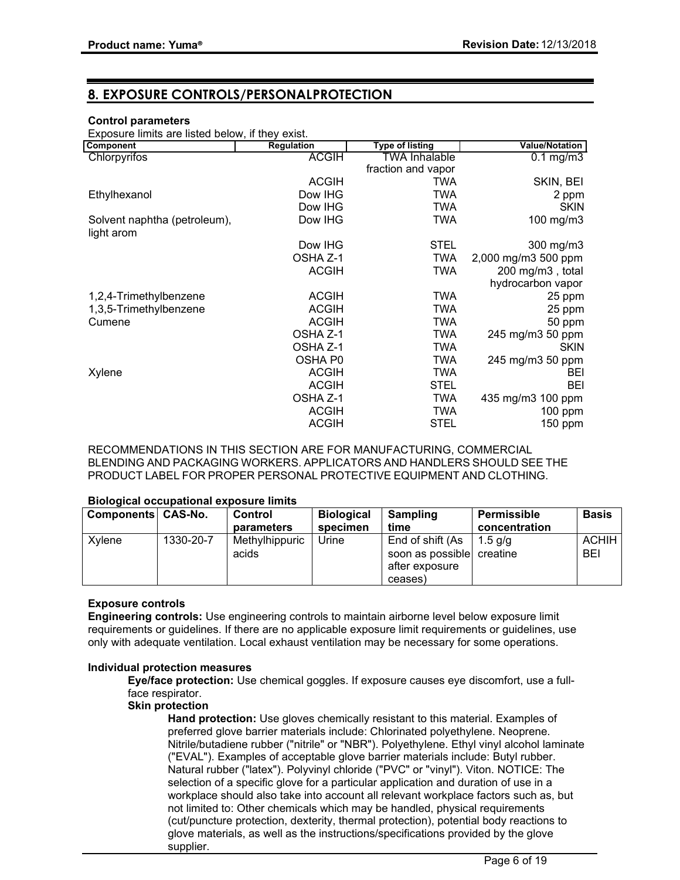## 8. EXPOSURE CONTROLS/PERSONALPROTECTION

**Control parameters**

Exposure limits are listed below, if they exist.

| Component | Regulation | Type of listing | Value/Notation |
|---|---|---|---|
| Chlorpyrifos | ACGIH | TWA Inhalable fraction and vapor | 0.1 mg/m3 |
| | ACGIH | TWA | SKIN, BEI |
| Ethylhexanol | Dow IHG | TWA | 2 ppm |
| | Dow IHG | TWA | SKIN |
| Solvent naphtha (petroleum), light arom | Dow IHG | TWA | 100 mg/m3 |
| | Dow IHG | STEL | 300 mg/m3 |
| | OSHA Z-1 | TWA | 2,000 mg/m3 500 ppm |
| | ACGIH | TWA | 200 mg/m3 , total hydrocarbon vapor |
| 1,2,4-Trimethylbenzene | ACGIH | TWA | 25 ppm |
| 1,3,5-Trimethylbenzene | ACGIH | TWA | 25 ppm |
| Cumene | ACGIH | TWA | 50 ppm |
| | OSHA Z-1 | TWA | 245 mg/m3 50 ppm |
| | OSHA Z-1 | TWA | SKIN |
| | OSHA P0 | TWA | 245 mg/m3 50 ppm |
| Xylene | ACGIH | TWA | BEI |
| | ACGIH | STEL | BEI |
| | OSHA Z-1 | TWA | 435 mg/m3 100 ppm |
| | ACGIH | TWA | 100 ppm |
| | ACGIH | STEL | 150 ppm |

RECOMMENDATIONS IN THIS SECTION ARE FOR MANUFACTURING, COMMERCIAL BLENDING AND PACKAGING WORKERS. APPLICATORS AND HANDLERS SHOULD SEE THE PRODUCT LABEL FOR PROPER PERSONAL PROTECTIVE EQUIPMENT AND CLOTHING.

**Biological occupational exposure limits**

| Components | CAS-No. | Control parameters | Biological specimen | Sampling time | Permissible concentration | Basis |
|---|---|---|---|---|---|---|
| Xylene | 1330-20-7 | Methylhippuric acids | Urine | End of shift (As soon as possible after exposure ceases) | 1.5 g/g creatine | ACHIH BEI |

**Exposure controls**

**Engineering controls:** Use engineering controls to maintain airborne level below exposure limit requirements or guidelines. If there are no applicable exposure limit requirements or guidelines, use only with adequate ventilation. Local exhaust ventilation may be necessary for some operations.

**Individual protection measures**

**Eye/face protection:** Use chemical goggles. If exposure causes eye discomfort, use a full-face respirator.

**Skin protection**

**Hand protection:** Use gloves chemically resistant to this material. Examples of preferred glove barrier materials include: Chlorinated polyethylene. Neoprene. Nitrile/butadiene rubber ("nitrile" or "NBR"). Polyethylene. Ethyl vinyl alcohol laminate ("EVAL"). Examples of acceptable glove barrier materials include: Butyl rubber. Natural rubber ("latex"). Polyvinyl chloride ("PVC" or "vinyl"). Viton. NOTICE: The selection of a specific glove for a particular application and duration of use in a workplace should also take into account all relevant workplace factors such as, but not limited to: Other chemicals which may be handled, physical requirements (cut/puncture protection, dexterity, thermal protection), potential body reactions to glove materials, as well as the instructions/specifications provided by the glove supplier.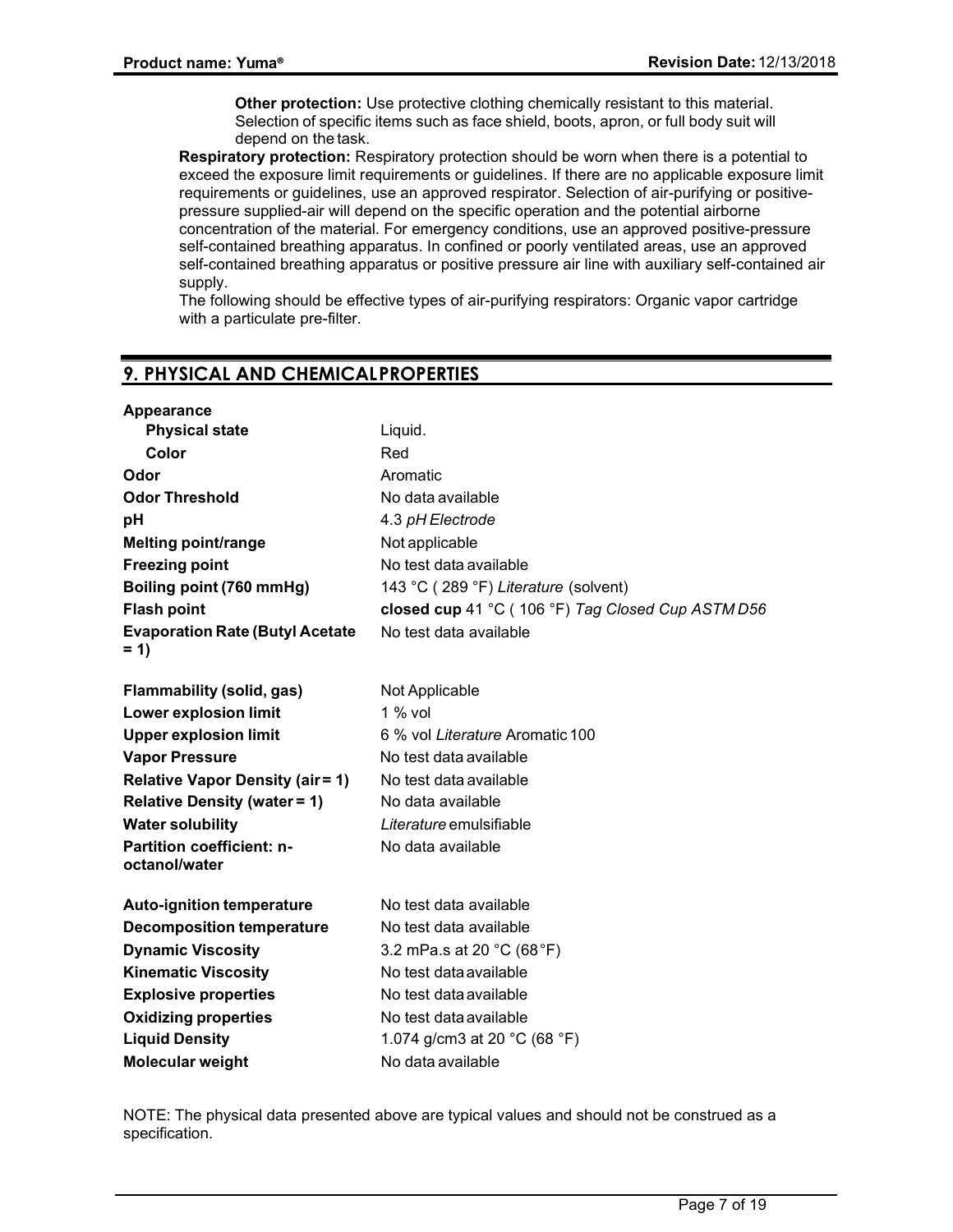**Other protection:** Use protective clothing chemically resistant to this material. Selection of specific items such as face shield, boots, apron, or full body suit will depend on the task.

**Respiratory protection:** Respiratory protection should be worn when there is a potential to exceed the exposure limit requirements or guidelines. If there are no applicable exposure limit requirements or guidelines, use an approved respirator. Selection of air-purifying or positive-pressure supplied-air will depend on the specific operation and the potential airborne concentration of the material. For emergency conditions, use an approved positive-pressure self-contained breathing apparatus. In confined or poorly ventilated areas, use an approved self-contained breathing apparatus or positive pressure air line with auxiliary self-contained air supply.

The following should be effective types of air-purifying respirators: Organic vapor cartridge with a particulate pre-filter.

## 9. PHYSICAL AND CHEMICAL PROPERTIES

| | |
|---|---|
| **Appearance** | |
| **Physical state** | Liquid. |
| **Color** | Red |
| **Odor** | Aromatic |
| **Odor Threshold** | No data available |
| **pH** | 4.3 *pH Electrode* |
| **Melting point/range** | Not applicable |
| **Freezing point** | No test data available |
| **Boiling point (760 mmHg)** | 143 °C ( 289 °F) *Literature* (solvent) |
| **Flash point** | **closed cup** 41 °C ( 106 °F) *Tag Closed Cup ASTM D56* |
| **Evaporation Rate (Butyl Acetate = 1)** | No test data available |
| **Flammability (solid, gas)** | Not Applicable |
| **Lower explosion limit** | 1 % vol |
| **Upper explosion limit** | 6 % vol *Literature* Aromatic 100 |
| **Vapor Pressure** | No test data available |
| **Relative Vapor Density (air = 1)** | No test data available |
| **Relative Density (water = 1)** | No data available |
| **Water solubility** | *Literature* emulsifiable |
| **Partition coefficient: n-octanol/water** | No data available |
| **Auto-ignition temperature** | No test data available |
| **Decomposition temperature** | No test data available |
| **Dynamic Viscosity** | 3.2 mPa.s at 20 °C (68 °F) |
| **Kinematic Viscosity** | No test data available |
| **Explosive properties** | No test data available |
| **Oxidizing properties** | No test data available |
| **Liquid Density** | 1.074 g/cm3 at 20 °C (68 °F) |
| **Molecular weight** | No data available |

NOTE: The physical data presented above are typical values and should not be construed as a specification.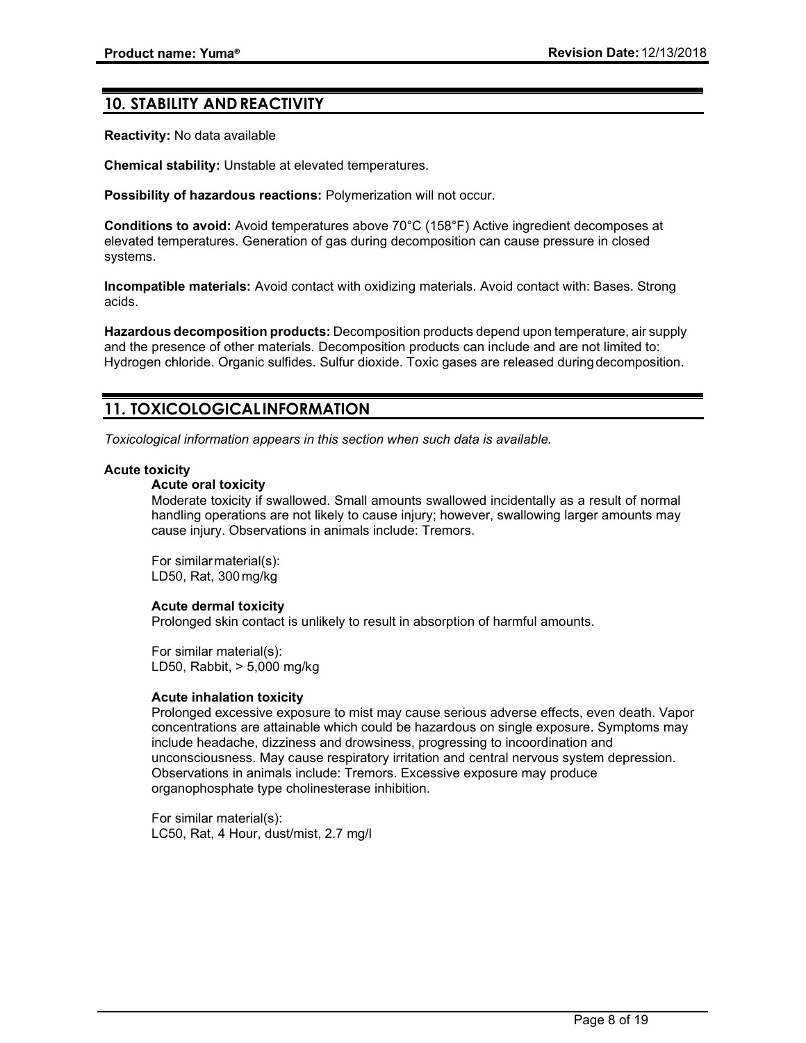## 10. STABILITY AND REACTIVITY

**Reactivity:** No data available

**Chemical stability:** Unstable at elevated temperatures.

**Possibility of hazardous reactions:** Polymerization will not occur.

**Conditions to avoid:** Avoid temperatures above 70°C (158°F) Active ingredient decomposes at elevated temperatures. Generation of gas during decomposition can cause pressure in closed systems.

**Incompatible materials:** Avoid contact with oxidizing materials. Avoid contact with: Bases. Strong acids.

**Hazardous decomposition products:** Decomposition products depend upon temperature, air supply and the presence of other materials. Decomposition products can include and are not limited to: Hydrogen chloride. Organic sulfides. Sulfur dioxide. Toxic gases are released during decomposition.

## 11. TOXICOLOGICAL INFORMATION

*Toxicological information appears in this section when such data is available.*

**Acute toxicity**

**Acute oral toxicity**

Moderate toxicity if swallowed. Small amounts swallowed incidentally as a result of normal handling operations are not likely to cause injury; however, swallowing larger amounts may cause injury. Observations in animals include: Tremors.

For similar material(s):
LD50, Rat, 300 mg/kg

**Acute dermal toxicity**

Prolonged skin contact is unlikely to result in absorption of harmful amounts.

For similar material(s):
LD50, Rabbit, > 5,000 mg/kg

**Acute inhalation toxicity**

Prolonged excessive exposure to mist may cause serious adverse effects, even death. Vapor concentrations are attainable which could be hazardous on single exposure. Symptoms may include headache, dizziness and drowsiness, progressing to incoordination and unconsciousness. May cause respiratory irritation and central nervous system depression. Observations in animals include: Tremors. Excessive exposure may produce organophosphate type cholinesterase inhibition.

For similar material(s):
LC50, Rat, 4 Hour, dust/mist, 2.7 mg/l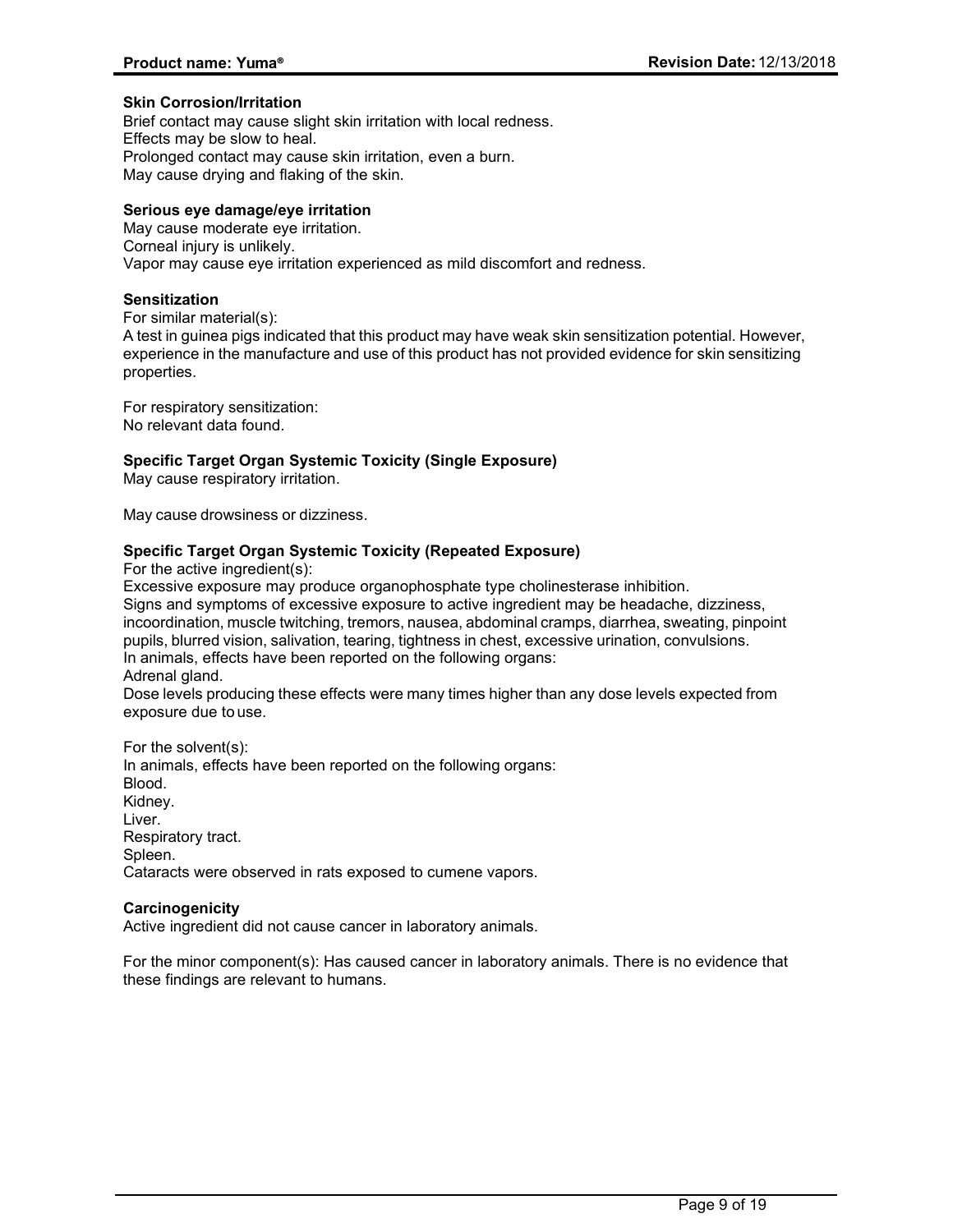**Skin Corrosion/Irritation**

Brief contact may cause slight skin irritation with local redness.
Effects may be slow to heal.
Prolonged contact may cause skin irritation, even a burn.
May cause drying and flaking of the skin.

**Serious eye damage/eye irritation**

May cause moderate eye irritation.
Corneal injury is unlikely.
Vapor may cause eye irritation experienced as mild discomfort and redness.

**Sensitization**

For similar material(s):
A test in guinea pigs indicated that this product may have weak skin sensitization potential. However, experience in the manufacture and use of this product has not provided evidence for skin sensitizing properties.

For respiratory sensitization:
No relevant data found.

**Specific Target Organ Systemic Toxicity (Single Exposure)**

May cause respiratory irritation.

May cause drowsiness or dizziness.

**Specific Target Organ Systemic Toxicity (Repeated Exposure)**

For the active ingredient(s):
Excessive exposure may produce organophosphate type cholinesterase inhibition.
Signs and symptoms of excessive exposure to active ingredient may be headache, dizziness, incoordination, muscle twitching, tremors, nausea, abdominal cramps, diarrhea, sweating, pinpoint pupils, blurred vision, salivation, tearing, tightness in chest, excessive urination, convulsions.
In animals, effects have been reported on the following organs:
Adrenal gland.
Dose levels producing these effects were many times higher than any dose levels expected from exposure due to use.

For the solvent(s):
In animals, effects have been reported on the following organs:
Blood.
Kidney.
Liver.
Respiratory tract.
Spleen.
Cataracts were observed in rats exposed to cumene vapors.

**Carcinogenicity**

Active ingredient did not cause cancer in laboratory animals.

For the minor component(s): Has caused cancer in laboratory animals. There is no evidence that these findings are relevant to humans.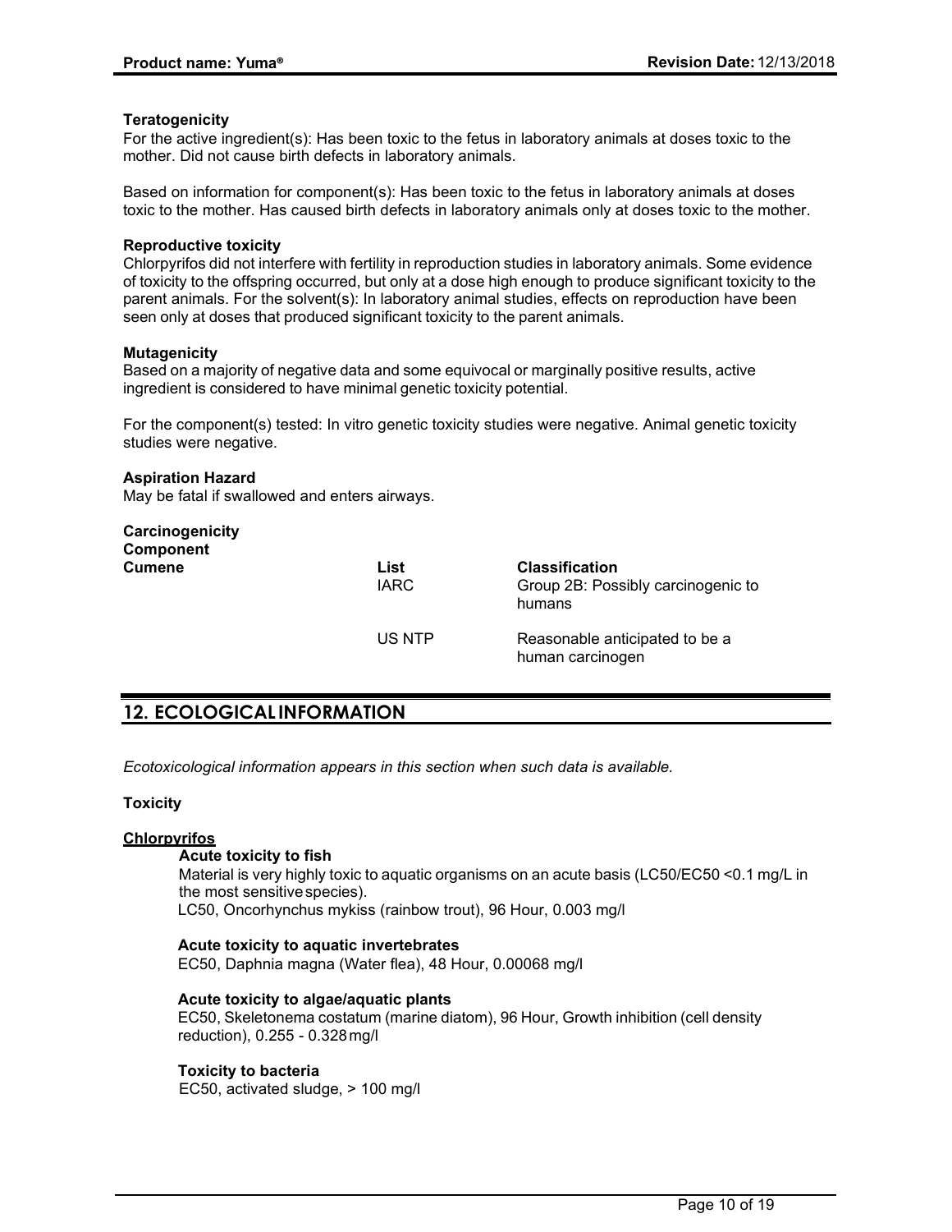**Teratogenicity**

For the active ingredient(s): Has been toxic to the fetus in laboratory animals at doses toxic to the mother. Did not cause birth defects in laboratory animals.

Based on information for component(s): Has been toxic to the fetus in laboratory animals at doses toxic to the mother. Has caused birth defects in laboratory animals only at doses toxic to the mother.

**Reproductive toxicity**

Chlorpyrifos did not interfere with fertility in reproduction studies in laboratory animals. Some evidence of toxicity to the offspring occurred, but only at a dose high enough to produce significant toxicity to the parent animals. For the solvent(s): In laboratory animal studies, effects on reproduction have been seen only at doses that produced significant toxicity to the parent animals.

**Mutagenicity**

Based on a majority of negative data and some equivocal or marginally positive results, active ingredient is considered to have minimal genetic toxicity potential.

For the component(s) tested: In vitro genetic toxicity studies were negative. Animal genetic toxicity studies were negative.

**Aspiration Hazard**

May be fatal if swallowed and enters airways.

**Carcinogenicity**

| Component | List | Classification |
|---|---|---|
| Cumene | IARC | Group 2B: Possibly carcinogenic to humans |
| | US NTP | Reasonable anticipated to be a human carcinogen |

## 12. ECOLOGICAL INFORMATION

*Ecotoxicological information appears in this section when such data is available.*

**Toxicity**

**Chlorpyrifos**

**Acute toxicity to fish**

Material is very highly toxic to aquatic organisms on an acute basis (LC50/EC50 <0.1 mg/L in the most sensitive species).
LC50, Oncorhynchus mykiss (rainbow trout), 96 Hour, 0.003 mg/l

**Acute toxicity to aquatic invertebrates**

EC50, Daphnia magna (Water flea), 48 Hour, 0.00068 mg/l

**Acute toxicity to algae/aquatic plants**

EC50, Skeletonema costatum (marine diatom), 96 Hour, Growth inhibition (cell density reduction), 0.255 - 0.328 mg/l

**Toxicity to bacteria**

EC50, activated sludge, > 100 mg/l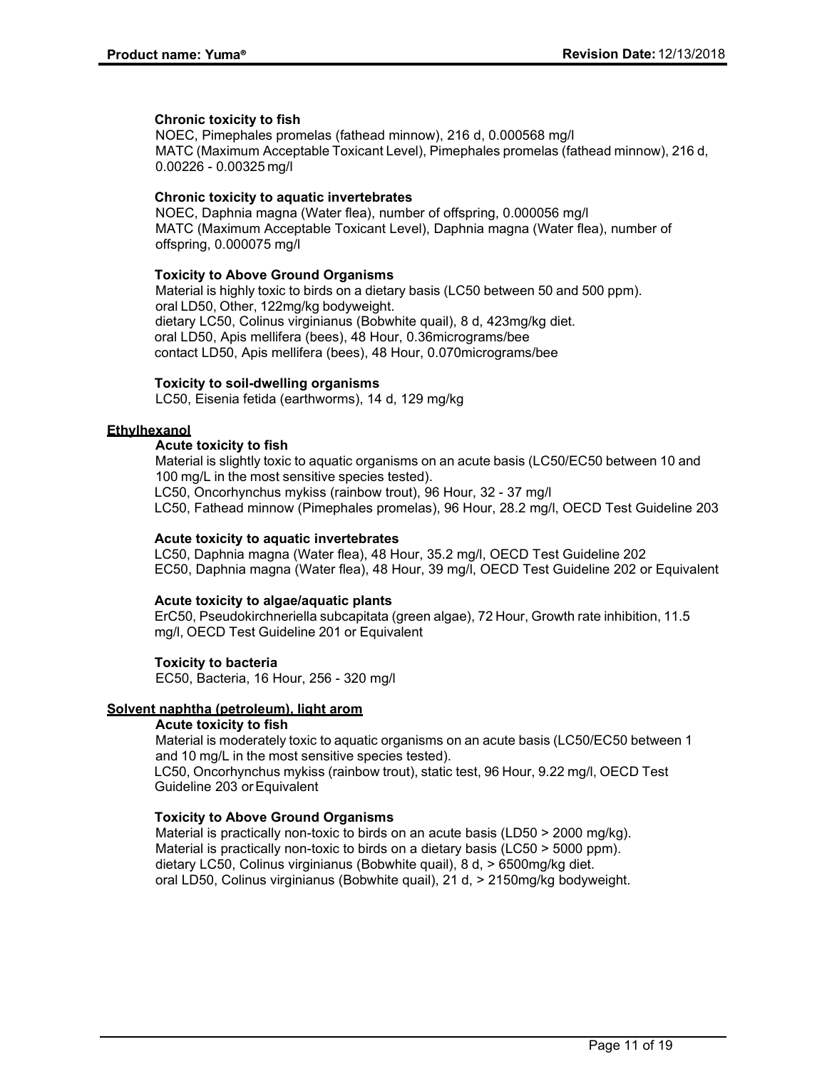**Chronic toxicity to fish**

NOEC, Pimephales promelas (fathead minnow), 216 d, 0.000568 mg/l
MATC (Maximum Acceptable Toxicant Level), Pimephales promelas (fathead minnow), 216 d, 0.00226 - 0.00325 mg/l

**Chronic toxicity to aquatic invertebrates**

NOEC, Daphnia magna (Water flea), number of offspring, 0.000056 mg/l
MATC (Maximum Acceptable Toxicant Level), Daphnia magna (Water flea), number of offspring, 0.000075 mg/l

**Toxicity to Above Ground Organisms**

Material is highly toxic to birds on a dietary basis (LC50 between 50 and 500 ppm).
oral LD50, Other, 122mg/kg bodyweight.
dietary LC50, Colinus virginianus (Bobwhite quail), 8 d, 423mg/kg diet.
oral LD50, Apis mellifera (bees), 48 Hour, 0.36micrograms/bee
contact LD50, Apis mellifera (bees), 48 Hour, 0.070micrograms/bee

**Toxicity to soil-dwelling organisms**

LC50, Eisenia fetida (earthworms), 14 d, 129 mg/kg

**Ethylhexanol**

**Acute toxicity to fish**

Material is slightly toxic to aquatic organisms on an acute basis (LC50/EC50 between 10 and 100 mg/L in the most sensitive species tested).
LC50, Oncorhynchus mykiss (rainbow trout), 96 Hour, 32 - 37 mg/l
LC50, Fathead minnow (Pimephales promelas), 96 Hour, 28.2 mg/l, OECD Test Guideline 203

**Acute toxicity to aquatic invertebrates**

LC50, Daphnia magna (Water flea), 48 Hour, 35.2 mg/l, OECD Test Guideline 202
EC50, Daphnia magna (Water flea), 48 Hour, 39 mg/l, OECD Test Guideline 202 or Equivalent

**Acute toxicity to algae/aquatic plants**

ErC50, Pseudokirchneriella subcapitata (green algae), 72 Hour, Growth rate inhibition, 11.5 mg/l, OECD Test Guideline 201 or Equivalent

**Toxicity to bacteria**

EC50, Bacteria, 16 Hour, 256 - 320 mg/l

**Solvent naphtha (petroleum), light arom**

**Acute toxicity to fish**

Material is moderately toxic to aquatic organisms on an acute basis (LC50/EC50 between 1 and 10 mg/L in the most sensitive species tested).
LC50, Oncorhynchus mykiss (rainbow trout), static test, 96 Hour, 9.22 mg/l, OECD Test Guideline 203 or Equivalent

**Toxicity to Above Ground Organisms**

Material is practically non-toxic to birds on an acute basis (LD50 > 2000 mg/kg).
Material is practically non-toxic to birds on a dietary basis (LC50 > 5000 ppm).
dietary LC50, Colinus virginianus (Bobwhite quail), 8 d, > 6500mg/kg diet.
oral LD50, Colinus virginianus (Bobwhite quail), 21 d, > 2150mg/kg bodyweight.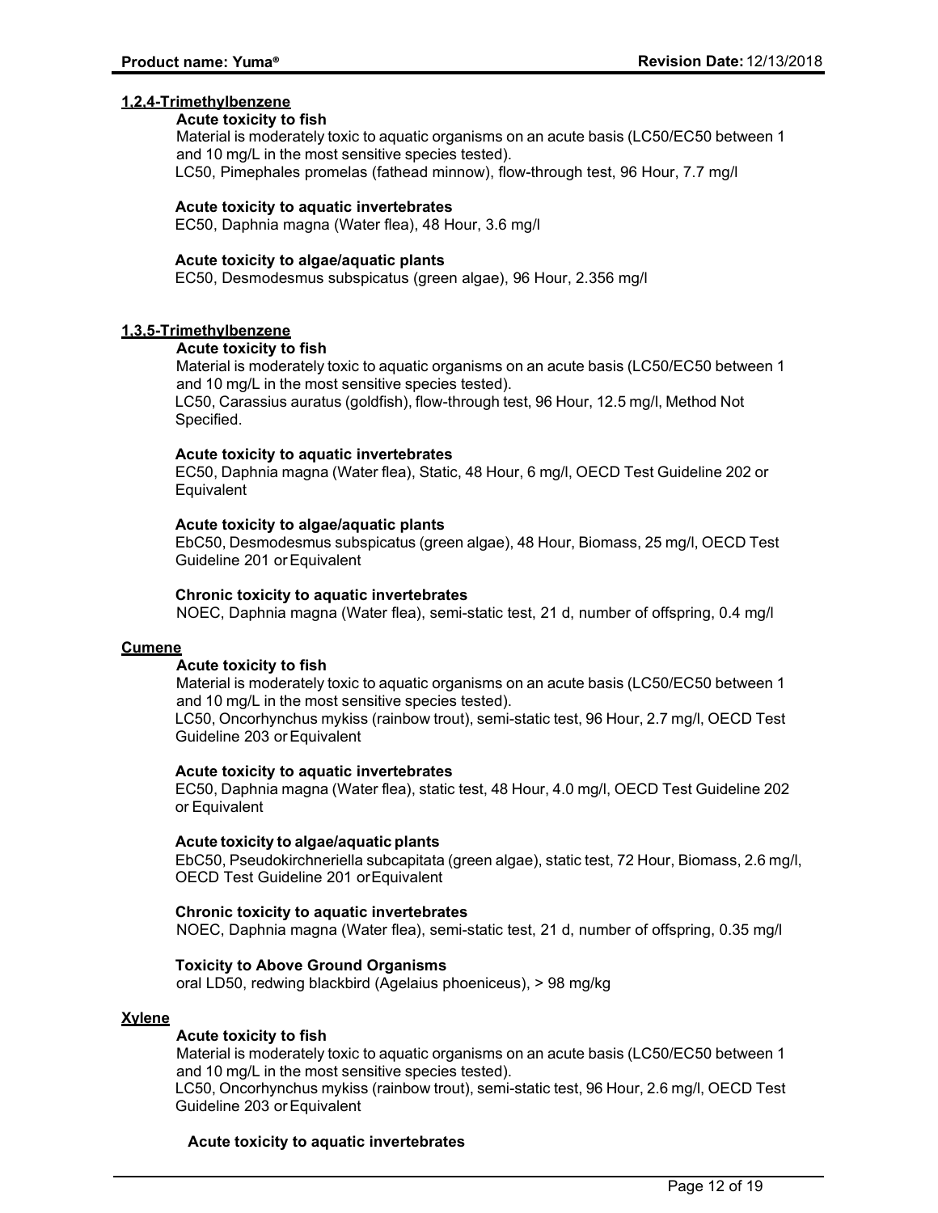**1,2,4-Trimethylbenzene**

**Acute toxicity to fish**

Material is moderately toxic to aquatic organisms on an acute basis (LC50/EC50 between 1 and 10 mg/L in the most sensitive species tested).

LC50, Pimephales promelas (fathead minnow), flow-through test, 96 Hour, 7.7 mg/l

**Acute toxicity to aquatic invertebrates**

EC50, Daphnia magna (Water flea), 48 Hour, 3.6 mg/l

**Acute toxicity to algae/aquatic plants**

EC50, Desmodesmus subspicatus (green algae), 96 Hour, 2.356 mg/l

**1,3,5-Trimethylbenzene**

**Acute toxicity to fish**

Material is moderately toxic to aquatic organisms on an acute basis (LC50/EC50 between 1 and 10 mg/L in the most sensitive species tested).

LC50, Carassius auratus (goldfish), flow-through test, 96 Hour, 12.5 mg/l, Method Not Specified.

**Acute toxicity to aquatic invertebrates**

EC50, Daphnia magna (Water flea), Static, 48 Hour, 6 mg/l, OECD Test Guideline 202 or Equivalent

**Acute toxicity to algae/aquatic plants**

EbC50, Desmodesmus subspicatus (green algae), 48 Hour, Biomass, 25 mg/l, OECD Test Guideline 201 or Equivalent

**Chronic toxicity to aquatic invertebrates**

NOEC, Daphnia magna (Water flea), semi-static test, 21 d, number of offspring, 0.4 mg/l

**Cumene**

**Acute toxicity to fish**

Material is moderately toxic to aquatic organisms on an acute basis (LC50/EC50 between 1 and 10 mg/L in the most sensitive species tested).

LC50, Oncorhynchus mykiss (rainbow trout), semi-static test, 96 Hour, 2.7 mg/l, OECD Test Guideline 203 or Equivalent

**Acute toxicity to aquatic invertebrates**

EC50, Daphnia magna (Water flea), static test, 48 Hour, 4.0 mg/l, OECD Test Guideline 202 or Equivalent

**Acute toxicity to algae/aquatic plants**

EbC50, Pseudokirchneriella subcapitata (green algae), static test, 72 Hour, Biomass, 2.6 mg/l, OECD Test Guideline 201 or Equivalent

**Chronic toxicity to aquatic invertebrates**

NOEC, Daphnia magna (Water flea), semi-static test, 21 d, number of offspring, 0.35 mg/l

**Toxicity to Above Ground Organisms**

oral LD50, redwing blackbird (Agelaius phoeniceus), > 98 mg/kg

**Xylene**

**Acute toxicity to fish**

Material is moderately toxic to aquatic organisms on an acute basis (LC50/EC50 between 1 and 10 mg/L in the most sensitive species tested).

LC50, Oncorhynchus mykiss (rainbow trout), semi-static test, 96 Hour, 2.6 mg/l, OECD Test Guideline 203 or Equivalent

**Acute toxicity to aquatic invertebrates**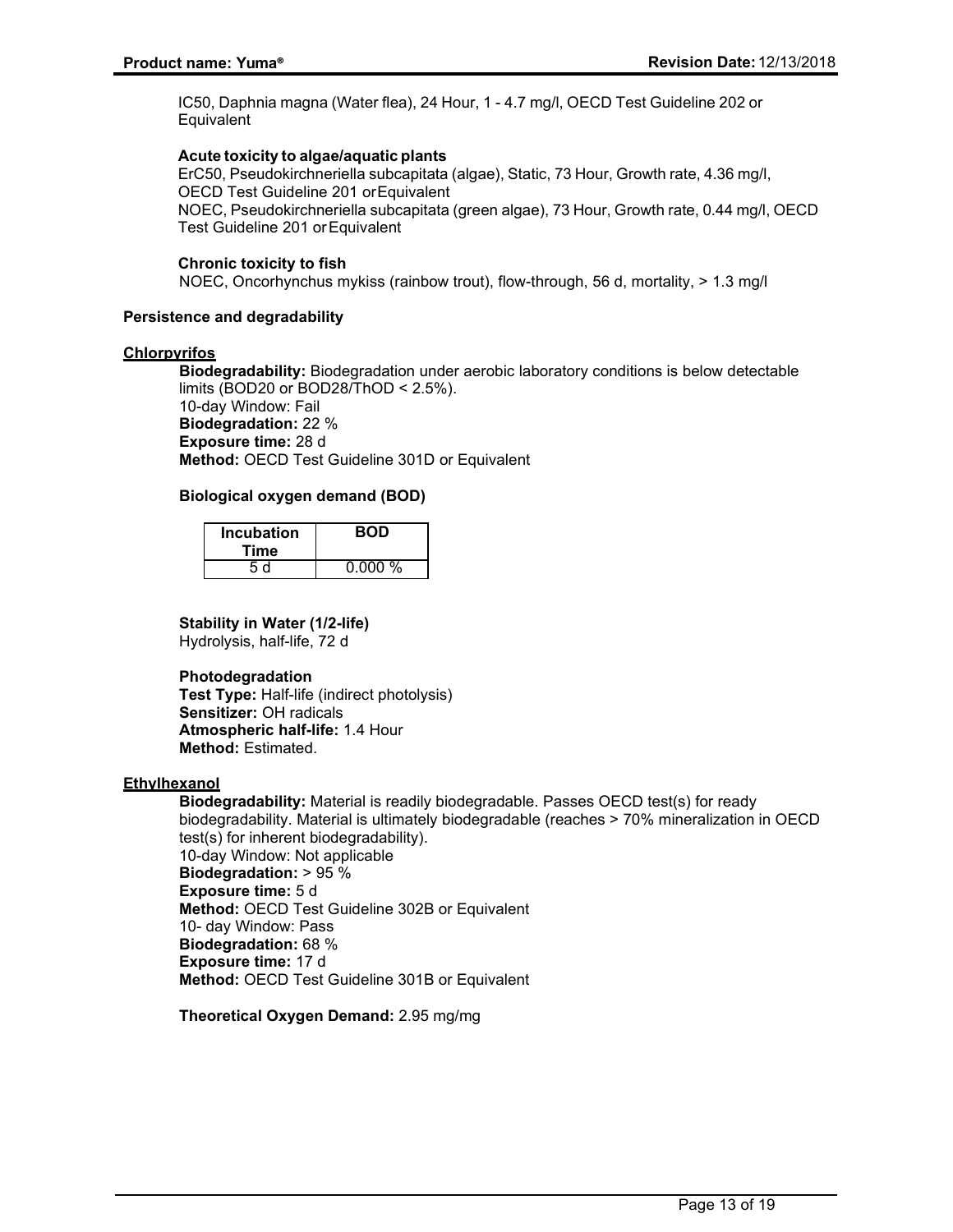IC50, Daphnia magna (Water flea), 24 Hour, 1 - 4.7 mg/l, OECD Test Guideline 202 or Equivalent

**Acute toxicity to algae/aquatic plants**

ErC50, Pseudokirchneriella subcapitata (algae), Static, 73 Hour, Growth rate, 4.36 mg/l, OECD Test Guideline 201 or Equivalent

NOEC, Pseudokirchneriella subcapitata (green algae), 73 Hour, Growth rate, 0.44 mg/l, OECD Test Guideline 201 or Equivalent

**Chronic toxicity to fish**

NOEC, Oncorhynchus mykiss (rainbow trout), flow-through, 56 d, mortality, > 1.3 mg/l

**Persistence and degradability**

**Chlorpyrifos**

**Biodegradability:** Biodegradation under aerobic laboratory conditions is below detectable limits (BOD20 or BOD28/ThOD < 2.5%).
10-day Window: Fail
**Biodegradation:** 22 %
**Exposure time:** 28 d
**Method:** OECD Test Guideline 301D or Equivalent

**Biological oxygen demand (BOD)**

| Incubation Time | BOD |
|---|---|
| 5 d | 0.000 % |

**Stability in Water (1/2-life)**
Hydrolysis, half-life, 72 d

**Photodegradation**
**Test Type:** Half-life (indirect photolysis)
**Sensitizer:** OH radicals
**Atmospheric half-life:** 1.4 Hour
**Method:** Estimated.

**Ethylhexanol**

**Biodegradability:** Material is readily biodegradable. Passes OECD test(s) for ready biodegradability. Material is ultimately biodegradable (reaches > 70% mineralization in OECD test(s) for inherent biodegradability).
10-day Window: Not applicable
**Biodegradation:** > 95 %
**Exposure time:** 5 d
**Method:** OECD Test Guideline 302B or Equivalent
10- day Window: Pass
**Biodegradation:** 68 %
**Exposure time:** 17 d
**Method:** OECD Test Guideline 301B or Equivalent

**Theoretical Oxygen Demand:** 2.95 mg/mg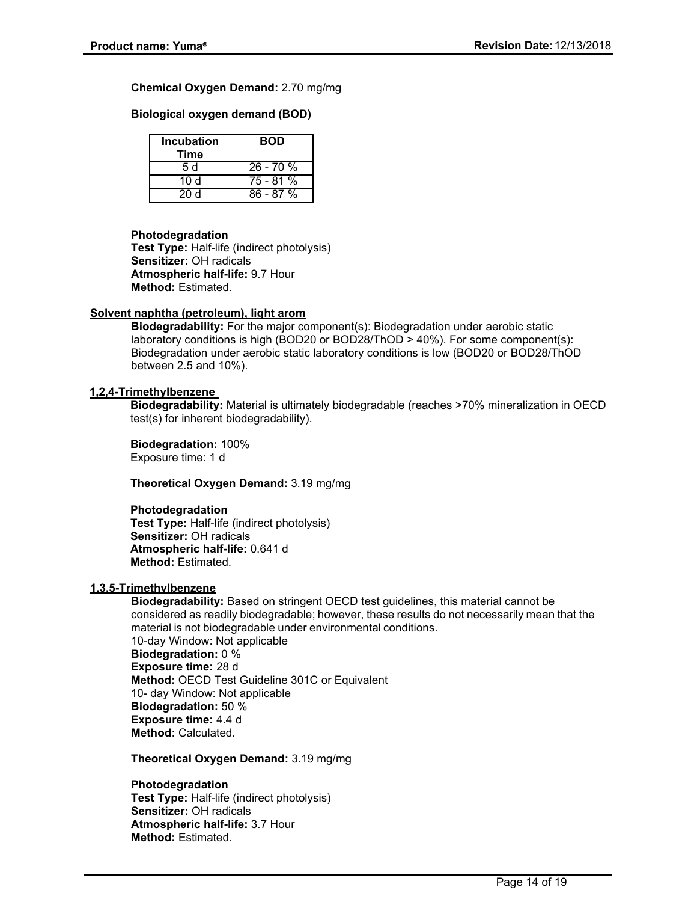**Chemical Oxygen Demand:** 2.70 mg/mg

**Biological oxygen demand (BOD)**

| Incubation Time | BOD |
|---|---|
| 5 d | 26 - 70 % |
| 10 d | 75 - 81 % |
| 20 d | 86 - 87 % |

**Photodegradation**
**Test Type:** Half-life (indirect photolysis)
**Sensitizer:** OH radicals
**Atmospheric half-life:** 9.7 Hour
**Method:** Estimated.

**Solvent naphtha (petroleum), light arom**

**Biodegradability:** For the major component(s): Biodegradation under aerobic static laboratory conditions is high (BOD20 or BOD28/ThOD > 40%). For some component(s): Biodegradation under aerobic static laboratory conditions is low (BOD20 or BOD28/ThOD between 2.5 and 10%).

**1,2,4-Trimethylbenzene**

**Biodegradability:** Material is ultimately biodegradable (reaches >70% mineralization in OECD test(s) for inherent biodegradability).

**Biodegradation:** 100%
Exposure time: 1 d

**Theoretical Oxygen Demand:** 3.19 mg/mg

**Photodegradation**
**Test Type:** Half-life (indirect photolysis)
**Sensitizer:** OH radicals
**Atmospheric half-life:** 0.641 d
**Method:** Estimated.

**1,3,5-Trimethylbenzene**

**Biodegradability:** Based on stringent OECD test guidelines, this material cannot be considered as readily biodegradable; however, these results do not necessarily mean that the material is not biodegradable under environmental conditions.
10-day Window: Not applicable
**Biodegradation:** 0 %
**Exposure time:** 28 d
**Method:** OECD Test Guideline 301C or Equivalent
10- day Window: Not applicable
**Biodegradation:** 50 %
**Exposure time:** 4.4 d
**Method:** Calculated.

**Theoretical Oxygen Demand:** 3.19 mg/mg

**Photodegradation**
**Test Type:** Half-life (indirect photolysis)
**Sensitizer:** OH radicals
**Atmospheric half-life:** 3.7 Hour
**Method:** Estimated.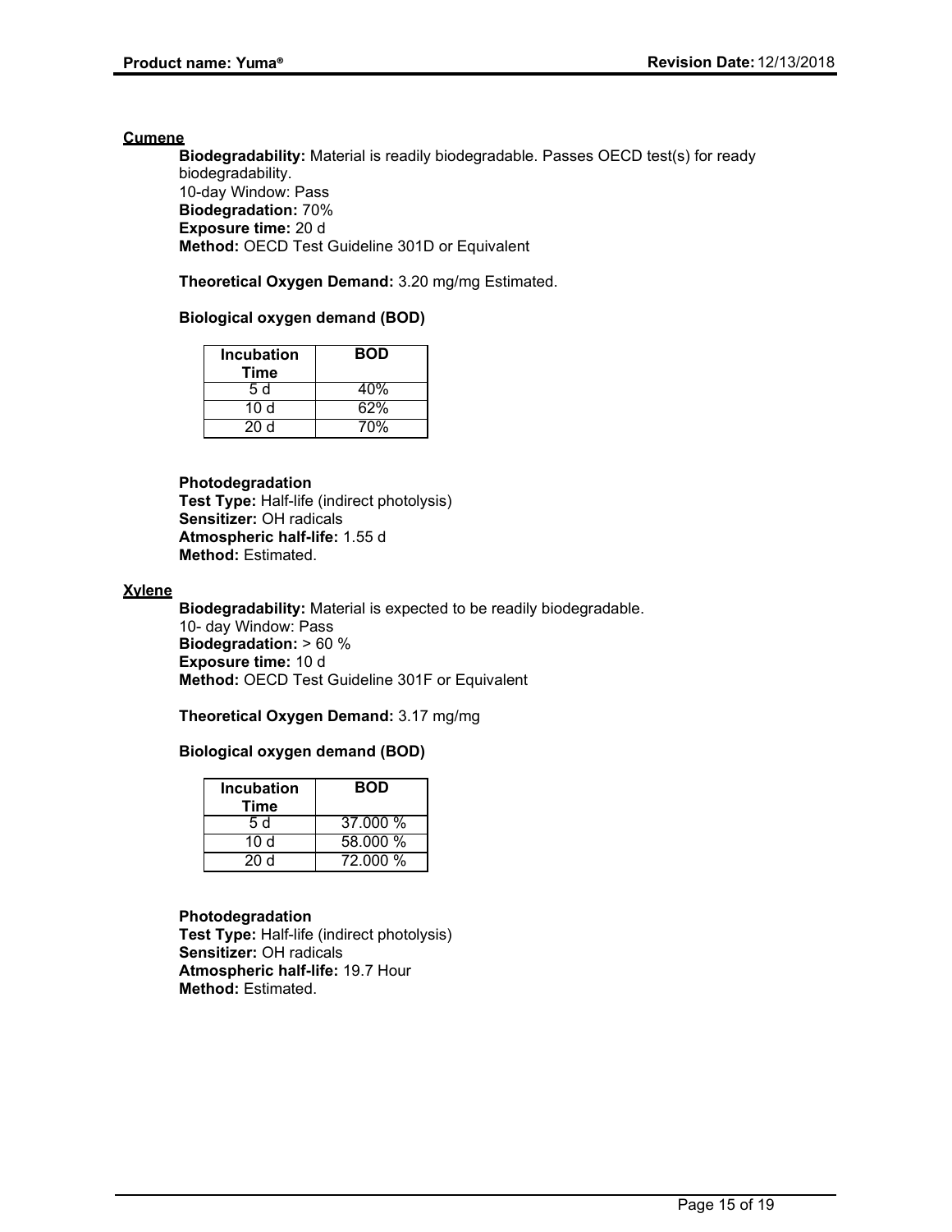**Cumene**

**Biodegradability:** Material is readily biodegradable. Passes OECD test(s) for ready biodegradability.
10-day Window: Pass
**Biodegradation:** 70%
**Exposure time:** 20 d
**Method:** OECD Test Guideline 301D or Equivalent

**Theoretical Oxygen Demand:** 3.20 mg/mg Estimated.

**Biological oxygen demand (BOD)**

| Incubation Time | BOD |
|---|---|
| 5 d | 40% |
| 10 d | 62% |
| 20 d | 70% |

**Photodegradation**
**Test Type:** Half-life (indirect photolysis)
**Sensitizer:** OH radicals
**Atmospheric half-life:** 1.55 d
**Method:** Estimated.

**Xylene**

**Biodegradability:** Material is expected to be readily biodegradable.
10- day Window: Pass
**Biodegradation:** > 60 %
**Exposure time:** 10 d
**Method:** OECD Test Guideline 301F or Equivalent

**Theoretical Oxygen Demand:** 3.17 mg/mg

**Biological oxygen demand (BOD)**

| Incubation Time | BOD |
|---|---|
| 5 d | 37.000 % |
| 10 d | 58.000 % |
| 20 d | 72.000 % |

**Photodegradation**
**Test Type:** Half-life (indirect photolysis)
**Sensitizer:** OH radicals
**Atmospheric half-life:** 19.7 Hour
**Method:** Estimated.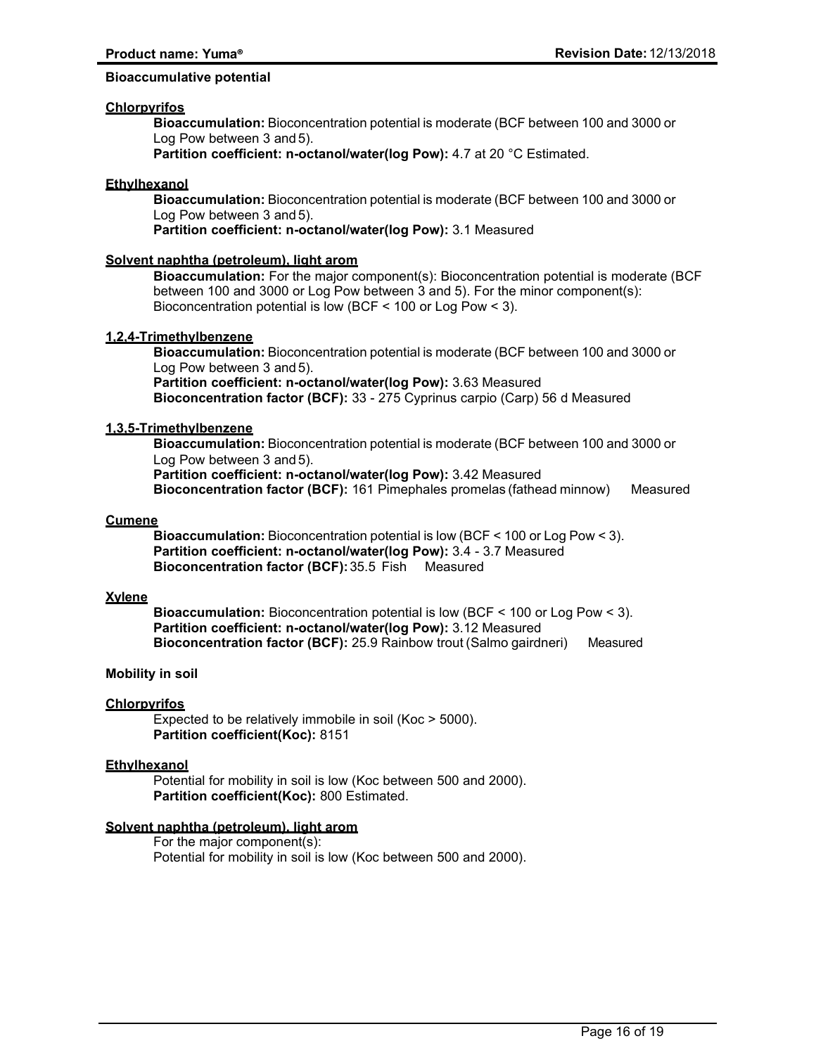### Bioaccumulative potential

**Chlorpyrifos**

**Bioaccumulation:** Bioconcentration potential is moderate (BCF between 100 and 3000 or Log Pow between 3 and 5).
**Partition coefficient: n-octanol/water(log Pow):** 4.7 at 20 °C Estimated.

**Ethylhexanol**

**Bioaccumulation:** Bioconcentration potential is moderate (BCF between 100 and 3000 or Log Pow between 3 and 5).
**Partition coefficient: n-octanol/water(log Pow):** 3.1 Measured

**Solvent naphtha (petroleum), light arom**

**Bioaccumulation:** For the major component(s): Bioconcentration potential is moderate (BCF between 100 and 3000 or Log Pow between 3 and 5). For the minor component(s): Bioconcentration potential is low (BCF < 100 or Log Pow < 3).

**1,2,4-Trimethylbenzene**

**Bioaccumulation:** Bioconcentration potential is moderate (BCF between 100 and 3000 or Log Pow between 3 and 5).
**Partition coefficient: n-octanol/water(log Pow):** 3.63 Measured
**Bioconcentration factor (BCF):** 33 - 275 Cyprinus carpio (Carp) 56 d Measured

**1,3,5-Trimethylbenzene**

**Bioaccumulation:** Bioconcentration potential is moderate (BCF between 100 and 3000 or Log Pow between 3 and 5).
**Partition coefficient: n-octanol/water(log Pow):** 3.42 Measured
**Bioconcentration factor (BCF):** 161 Pimephales promelas (fathead minnow) Measured

**Cumene**

**Bioaccumulation:** Bioconcentration potential is low (BCF < 100 or Log Pow < 3).
**Partition coefficient: n-octanol/water(log Pow):** 3.4 - 3.7 Measured
**Bioconcentration factor (BCF):** 35.5 Fish Measured

**Xylene**

**Bioaccumulation:** Bioconcentration potential is low (BCF < 100 or Log Pow < 3).
**Partition coefficient: n-octanol/water(log Pow):** 3.12 Measured
**Bioconcentration factor (BCF):** 25.9 Rainbow trout (Salmo gairdneri) Measured

### Mobility in soil

**Chlorpyrifos**

Expected to be relatively immobile in soil (Koc > 5000).
**Partition coefficient(Koc):** 8151

**Ethylhexanol**

Potential for mobility in soil is low (Koc between 500 and 2000).
**Partition coefficient(Koc):** 800 Estimated.

**Solvent naphtha (petroleum), light arom**

For the major component(s):
Potential for mobility in soil is low (Koc between 500 and 2000).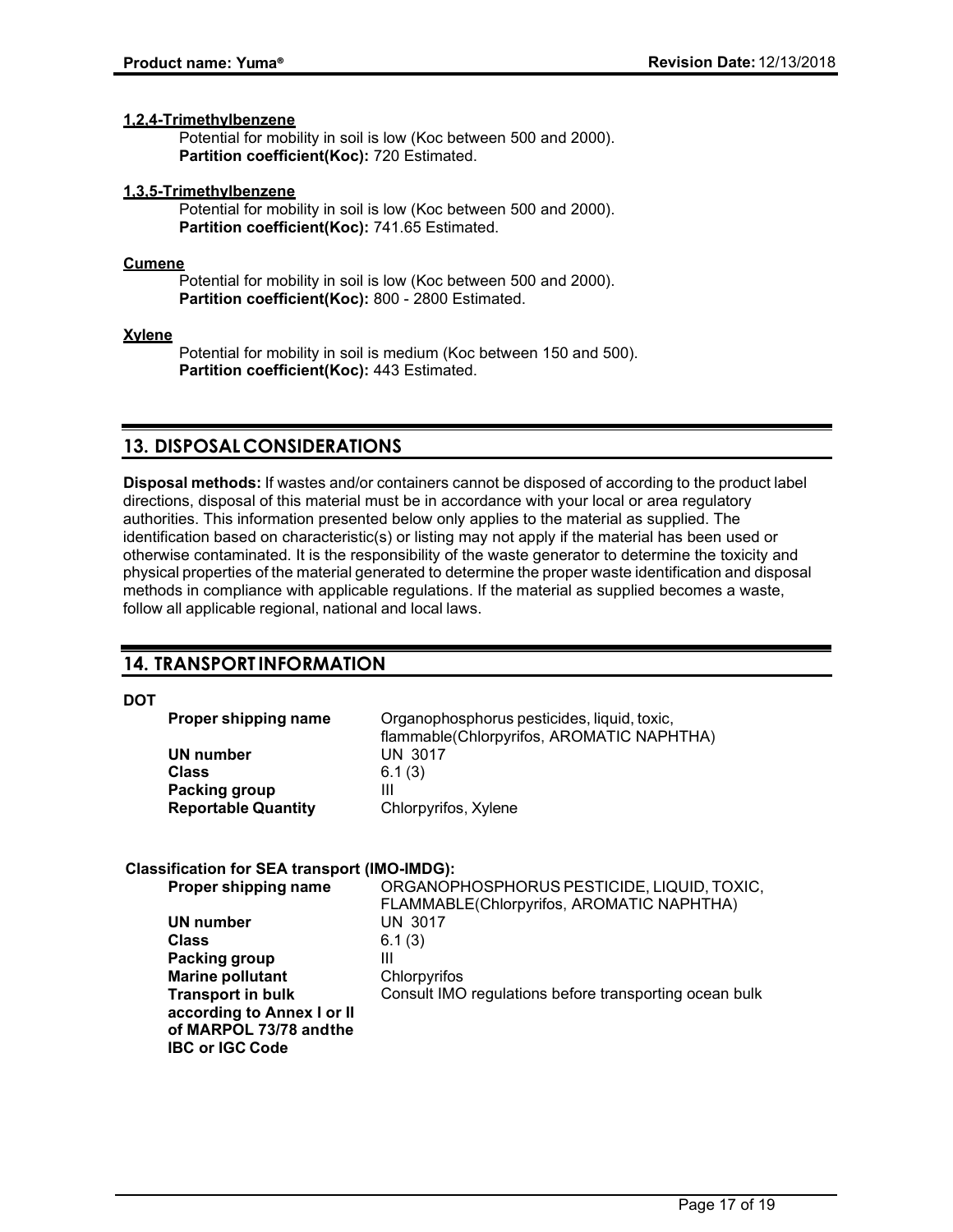**1,2,4-Trimethylbenzene**

Potential for mobility in soil is low (Koc between 500 and 2000).
**Partition coefficient(Koc):** 720 Estimated.

**1,3,5-Trimethylbenzene**

Potential for mobility in soil is low (Koc between 500 and 2000).
**Partition coefficient(Koc):** 741.65 Estimated.

**Cumene**

Potential for mobility in soil is low (Koc between 500 and 2000).
**Partition coefficient(Koc):** 800 - 2800 Estimated.

**Xylene**

Potential for mobility in soil is medium (Koc between 150 and 500).
**Partition coefficient(Koc):** 443 Estimated.

## 13. DISPOSAL CONSIDERATIONS

**Disposal methods:** If wastes and/or containers cannot be disposed of according to the product label directions, disposal of this material must be in accordance with your local or area regulatory authorities. This information presented below only applies to the material as supplied. The identification based on characteristic(s) or listing may not apply if the material has been used or otherwise contaminated. It is the responsibility of the waste generator to determine the toxicity and physical properties of the material generated to determine the proper waste identification and disposal methods in compliance with applicable regulations. If the material as supplied becomes a waste, follow all applicable regional, national and local laws.

## 14. TRANSPORT INFORMATION

**DOT**

| | |
|---|---|
| **Proper shipping name** | Organophosphorus pesticides, liquid, toxic, flammable(Chlorpyrifos, AROMATIC NAPHTHA) |
| **UN number** | UN 3017 |
| **Class** | 6.1 (3) |
| **Packing group** | III |
| **Reportable Quantity** | Chlorpyrifos, Xylene |

**Classification for SEA transport (IMO-IMDG):**

| | |
|---|---|
| **Proper shipping name** | ORGANOPHOSPHORUS PESTICIDE, LIQUID, TOXIC, FLAMMABLE(Chlorpyrifos, AROMATIC NAPHTHA) |
| **UN number** | UN 3017 |
| **Class** | 6.1 (3) |
| **Packing group** | III |
| **Marine pollutant** | Chlorpyrifos |
| **Transport in bulk according to Annex I or II of MARPOL 73/78 andthe IBC or IGC Code** | Consult IMO regulations before transporting ocean bulk |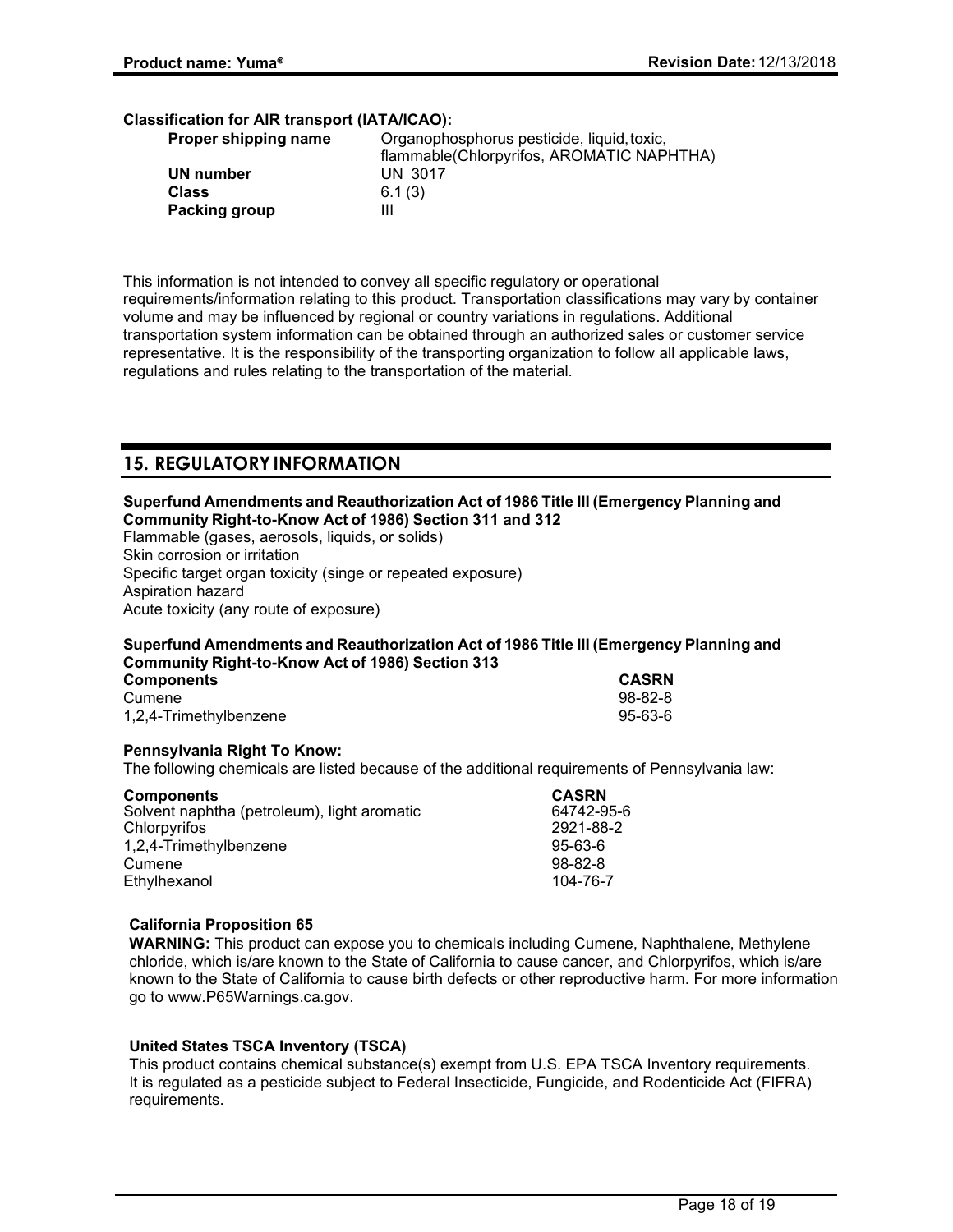**Classification for AIR transport (IATA/ICAO):**

| | |
|---|---|
| **Proper shipping name** | Organophosphorus pesticide, liquid, toxic, flammable(Chlorpyrifos, AROMATIC NAPHTHA) |
| **UN number** | UN 3017 |
| **Class** | 6.1 (3) |
| **Packing group** | III |

This information is not intended to convey all specific regulatory or operational requirements/information relating to this product. Transportation classifications may vary by container volume and may be influenced by regional or country variations in regulations. Additional transportation system information can be obtained through an authorized sales or customer service representative. It is the responsibility of the transporting organization to follow all applicable laws, regulations and rules relating to the transportation of the material.

## 15. REGULATORY INFORMATION

**Superfund Amendments and Reauthorization Act of 1986 Title III (Emergency Planning and Community Right-to-Know Act of 1986) Section 311 and 312**

Flammable (gases, aerosols, liquids, or solids)
Skin corrosion or irritation
Specific target organ toxicity (singe or repeated exposure)
Aspiration hazard
Acute toxicity (any route of exposure)

**Superfund Amendments and Reauthorization Act of 1986 Title III (Emergency Planning and Community Right-to-Know Act of 1986) Section 313**

| Components | CASRN |
|---|---|
| Cumene | 98-82-8 |
| 1,2,4-Trimethylbenzene | 95-63-6 |

**Pennsylvania Right To Know:**

The following chemicals are listed because of the additional requirements of Pennsylvania law:

| Components | CASRN |
|---|---|
| Solvent naphtha (petroleum), light aromatic | 64742-95-6 |
| Chlorpyrifos | 2921-88-2 |
| 1,2,4-Trimethylbenzene | 95-63-6 |
| Cumene | 98-82-8 |
| Ethylhexanol | 104-76-7 |

**California Proposition 65**

**WARNING:** This product can expose you to chemicals including Cumene, Naphthalene, Methylene chloride, which is/are known to the State of California to cause cancer, and Chlorpyrifos, which is/are known to the State of California to cause birth defects or other reproductive harm. For more information go to www.P65Warnings.ca.gov.

**United States TSCA Inventory (TSCA)**

This product contains chemical substance(s) exempt from U.S. EPA TSCA Inventory requirements. It is regulated as a pesticide subject to Federal Insecticide, Fungicide, and Rodenticide Act (FIFRA) requirements.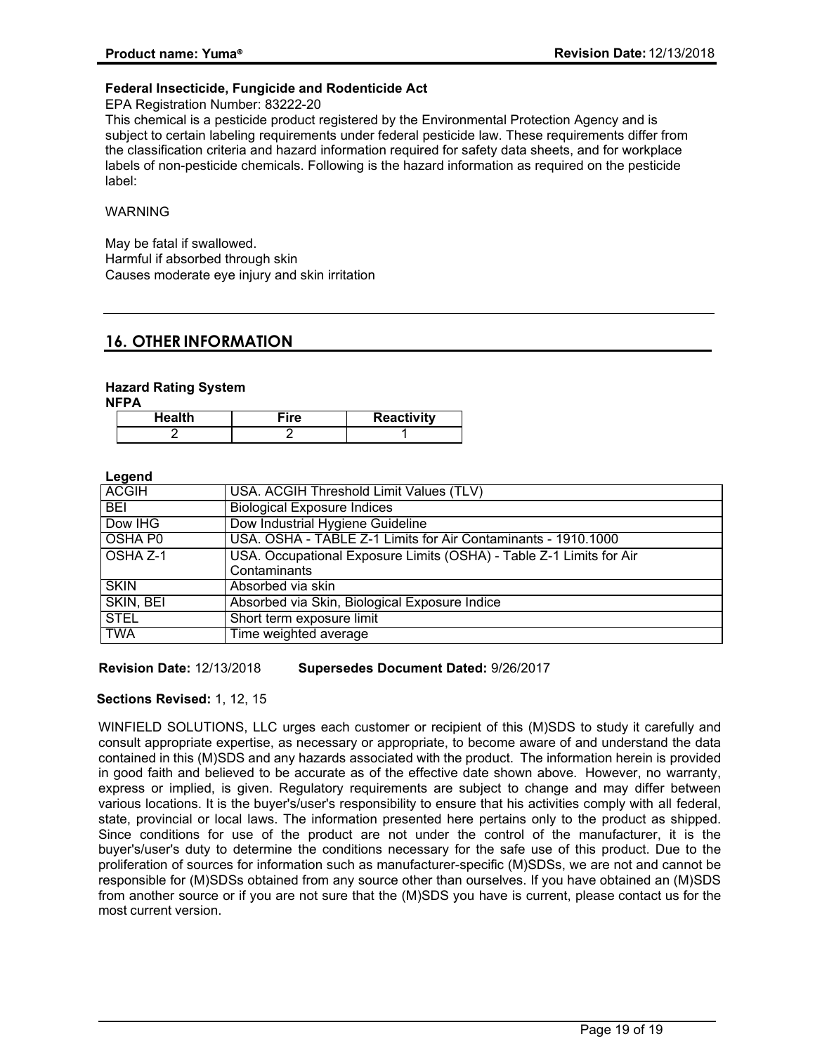**Federal Insecticide, Fungicide and Rodenticide Act**

EPA Registration Number: 83222-20

This chemical is a pesticide product registered by the Environmental Protection Agency and is subject to certain labeling requirements under federal pesticide law. These requirements differ from the classification criteria and hazard information required for safety data sheets, and for workplace labels of non-pesticide chemicals. Following is the hazard information as required on the pesticide label:

WARNING

May be fatal if swallowed.
Harmful if absorbed through skin
Causes moderate eye injury and skin irritation

## 16. OTHER INFORMATION

**Hazard Rating System**

**NFPA**

| Health | Fire | Reactivity |
|---|---|---|
| 2 | 2 | 1 |

**Legend**

| | |
|---|---|
| ACGIH | USA. ACGIH Threshold Limit Values (TLV) |
| BEI | Biological Exposure Indices |
| Dow IHG | Dow Industrial Hygiene Guideline |
| OSHA P0 | USA. OSHA - TABLE Z-1 Limits for Air Contaminants - 1910.1000 |
| OSHA Z-1 | USA. Occupational Exposure Limits (OSHA) - Table Z-1 Limits for Air Contaminants |
| SKIN | Absorbed via skin |
| SKIN, BEI | Absorbed via Skin, Biological Exposure Indice |
| STEL | Short term exposure limit |
| TWA | Time weighted average |

**Revision Date:** 12/13/2018 **Supersedes Document Dated:** 9/26/2017

**Sections Revised:** 1, 12, 15

WINFIELD SOLUTIONS, LLC urges each customer or recipient of this (M)SDS to study it carefully and consult appropriate expertise, as necessary or appropriate, to become aware of and understand the data contained in this (M)SDS and any hazards associated with the product. The information herein is provided in good faith and believed to be accurate as of the effective date shown above. However, no warranty, express or implied, is given. Regulatory requirements are subject to change and may differ between various locations. It is the buyer's/user's responsibility to ensure that his activities comply with all federal, state, provincial or local laws. The information presented here pertains only to the product as shipped. Since conditions for use of the product are not under the control of the manufacturer, it is the buyer's/user's duty to determine the conditions necessary for the safe use of this product. Due to the proliferation of sources for information such as manufacturer-specific (M)SDSs, we are not and cannot be responsible for (M)SDSs obtained from any source other than ourselves. If you have obtained an (M)SDS from another source or if you are not sure that the (M)SDS you have is current, please contact us for the most current version.